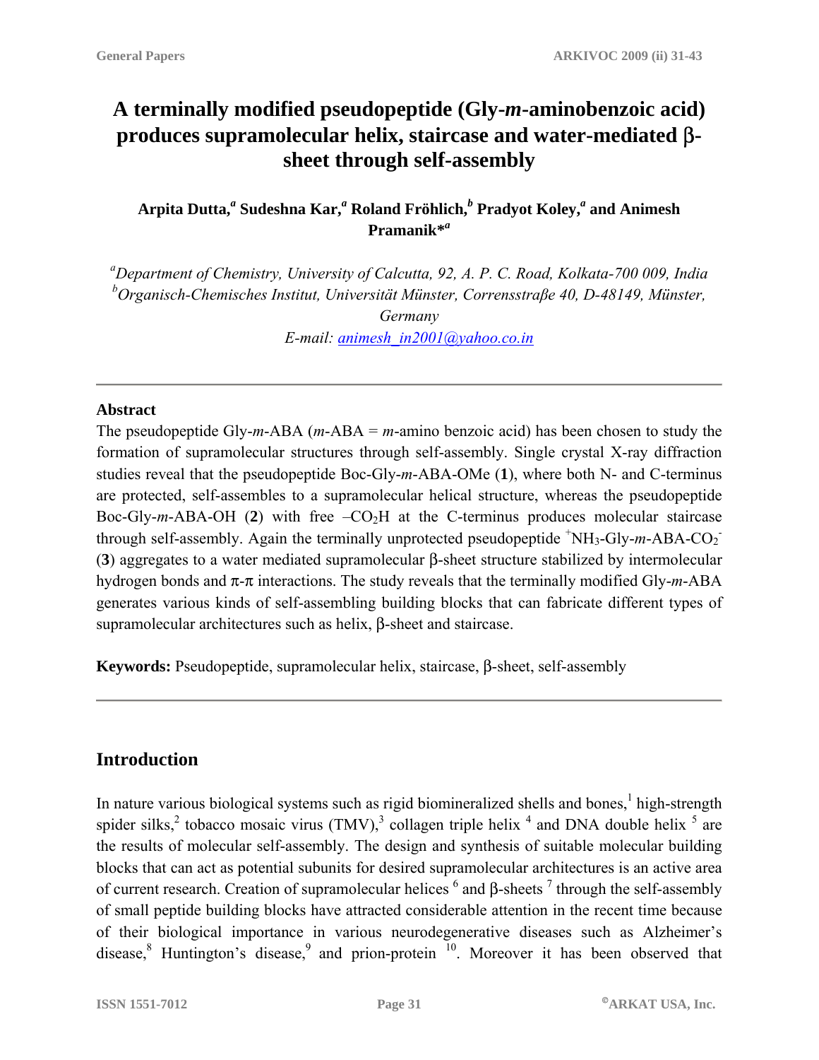# A terminally modified pseudopeptide (Gly-*m*-aminobenzoic acid) produces supramolecular helix, staircase and water-mediated β-sheet through self-assembly

**Arpita Dutta,[a] Sudeshna Kar,[a] Roland Fröhlich,[b] Pradyot Koley,[a] and Animesh Pramanik*[a]**

*[a]Department of Chemistry, University of Calcutta, 92, A. P. C. Road, Kolkata-700 009, India*
*[b]Organisch-Chemisches Institut, Universität Münster, Corrensstraße 40, D-48149, Münster, Germany*
*E-mail: animesh_in2001@yahoo.co.in*

---

**Abstract**

The pseudopeptide Gly-*m*-ABA (*m*-ABA = *m*-amino benzoic acid) has been chosen to study the formation of supramolecular structures through self-assembly. Single crystal X-ray diffraction studies reveal that the pseudopeptide Boc-Gly-*m*-ABA-OMe (**1**), where both N- and C-terminus are protected, self-assembles to a supramolecular helical structure, whereas the pseudopeptide Boc-Gly-*m*-ABA-OH (**2**) with free $–CO_2H$ at the C-terminus produces molecular staircase through self-assembly. Again the terminally unprotected pseudopeptide $^{+}NH_3$-Gly-*m*-ABA-$CO_2^{-}$ (**3**) aggregates to a water mediated supramolecular β-sheet structure stabilized by intermolecular hydrogen bonds and π-π interactions. The study reveals that the terminally modified Gly-*m*-ABA generates various kinds of self-assembling building blocks that can fabricate different types of supramolecular architectures such as helix, β-sheet and staircase.

**Keywords:** Pseudopeptide, supramolecular helix, staircase, β-sheet, self-assembly

---

## Introduction

In nature various biological systems such as rigid biomineralized shells and bones,[1] high-strength spider silks,[2] tobacco mosaic virus (TMV),[3] collagen triple helix [4] and DNA double helix [5] are the results of molecular self-assembly. The design and synthesis of suitable molecular building blocks that can act as potential subunits for desired supramolecular architectures is an active area of current research. Creation of supramolecular helices [6] and β-sheets [7] through the self-assembly of small peptide building blocks have attracted considerable attention in the recent time because of their biological importance in various neurodegenerative diseases such as Alzheimer's disease,[8] Huntington's disease,[9] and prion-protein [10]. Moreover it has been observed that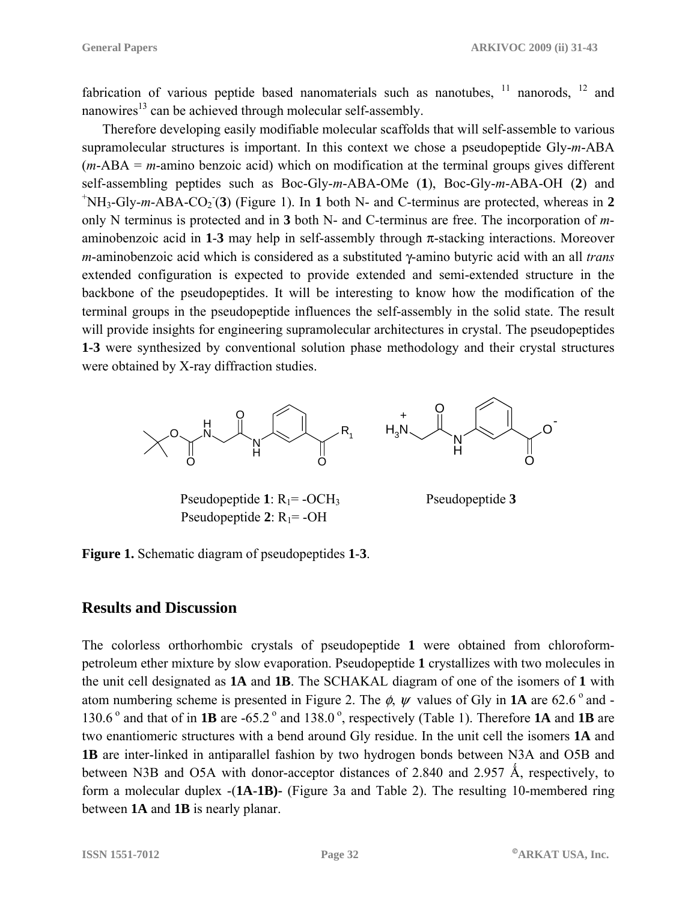fabrication of various peptide based nanomaterials such as nanotubes, [11] nanorods, [12] and nanowires[13] can be achieved through molecular self-assembly.

Therefore developing easily modifiable molecular scaffolds that will self-assemble to various supramolecular structures is important. In this context we chose a pseudopeptide Gly-*m*-ABA (*m*-ABA = *m*-amino benzoic acid) which on modification at the terminal groups gives different self-assembling peptides such as Boc-Gly-*m*-ABA-OMe (**1**), Boc-Gly-*m*-ABA-OH (**2**) and $^{+}NH_3$-Gly-*m*-ABA-$CO_2^-$(**3**) (Figure 1). In **1** both N- and C-terminus are protected, whereas in **2** only N terminus is protected and in **3** both N- and C-terminus are free. The incorporation of *m*-aminobenzoic acid in **1**-**3** may help in self-assembly through π-stacking interactions. Moreover *m*-aminobenzoic acid which is considered as a substituted γ-amino butyric acid with an all *trans* extended configuration is expected to provide extended and semi-extended structure in the backbone of the pseudopeptides. It will be interesting to know how the modification of the terminal groups in the pseudopeptide influences the self-assembly in the solid state. The result will provide insights for engineering supramolecular architectures in crystal. The pseudopeptides **1**-**3** were synthesized by conventional solution phase methodology and their crystal structures were obtained by X-ray diffraction studies.

Pseudopeptide **1**: $R_1$= -$OCH_3$

Pseudopeptide **2**: $R_1$= -OH

Pseudopeptide **3**

**Figure 1.** Schematic diagram of pseudopeptides **1**-**3**.

## Results and Discussion

The colorless orthorhombic crystals of pseudopeptide **1** were obtained from chloroform-petroleum ether mixture by slow evaporation. Pseudopeptide **1** crystallizes with two molecules in the unit cell designated as **1A** and **1B**. The SCHAKAL diagram of one of the isomers of **1** with atom numbering scheme is presented in Figure 2. The $\phi$, $\psi$ values of Gly in **1A** are 62.6 ° and -130.6 ° and that of in **1B** are -65.2 ° and 138.0 °, respectively (Table 1). Therefore **1A** and **1B** are two enantiomeric structures with a bend around Gly residue. In the unit cell the isomers **1A** and **1B** are inter-linked in antiparallel fashion by two hydrogen bonds between N3A and O5B and between N3B and O5A with donor-acceptor distances of 2.840 and 2.957 Å, respectively, to form a molecular duplex -(**1A**-**1B)**- (Figure 3a and Table 2). The resulting 10-membered ring between **1A** and **1B** is nearly planar.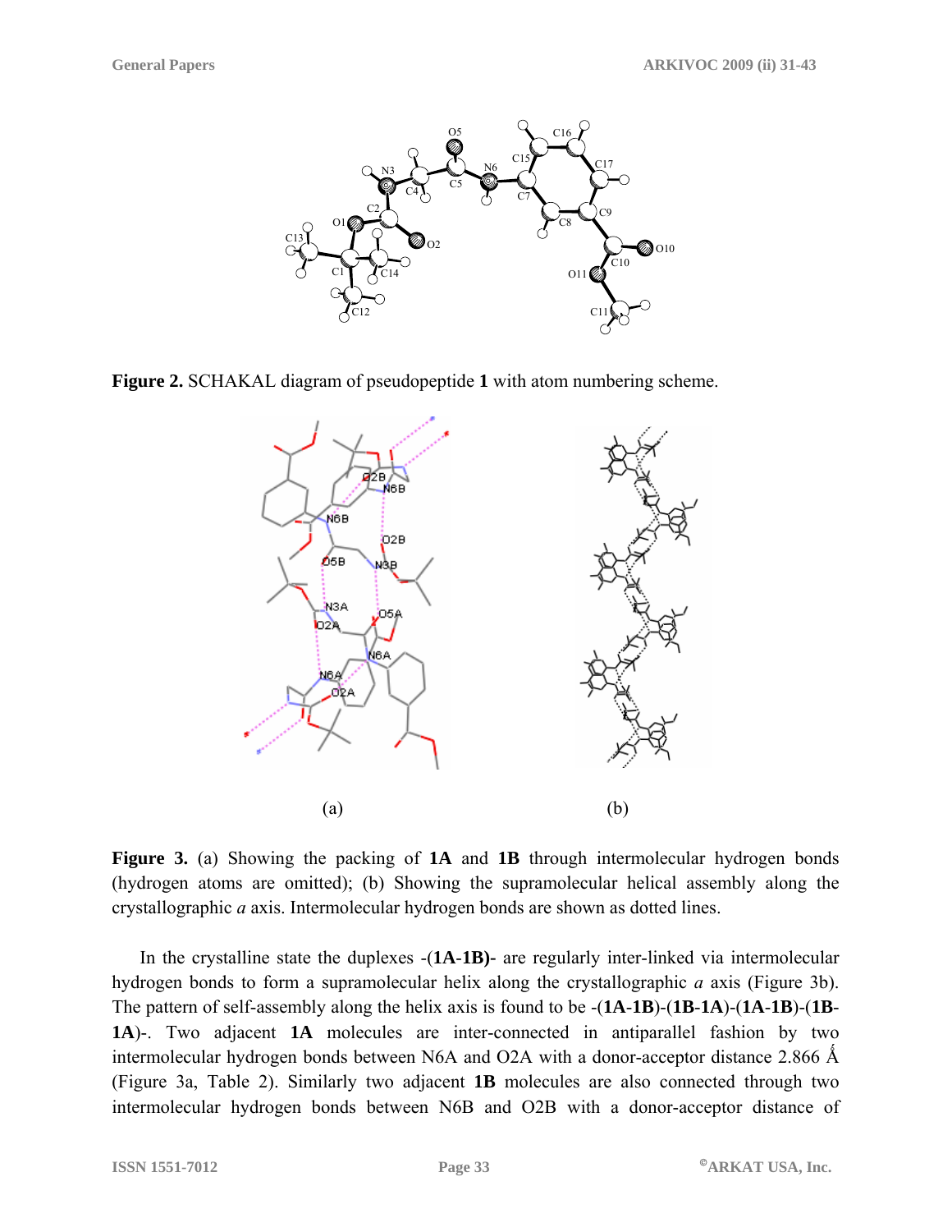**Figure 2.** SCHAKAL diagram of pseudopeptide **1** with atom numbering scheme.

(a) (b)

**Figure 3.** (a) Showing the packing of **1A** and **1B** through intermolecular hydrogen bonds (hydrogen atoms are omitted); (b) Showing the supramolecular helical assembly along the crystallographic *a* axis. Intermolecular hydrogen bonds are shown as dotted lines.

In the crystalline state the duplexes -(**1A**-**1B**)- are regularly inter-linked via intermolecular hydrogen bonds to form a supramolecular helix along the crystallographic *a* axis (Figure 3b). The pattern of self-assembly along the helix axis is found to be -(**1A**-**1B**)-(**1B**-**1A**)-(**1A**-**1B**)-(**1B**-**1A**)-. Two adjacent **1A** molecules are inter-connected in antiparallel fashion by two intermolecular hydrogen bonds between N6A and O2A with a donor-acceptor distance 2.866 Å (Figure 3a, Table 2). Similarly two adjacent **1B** molecules are also connected through two intermolecular hydrogen bonds between N6B and O2B with a donor-acceptor distance of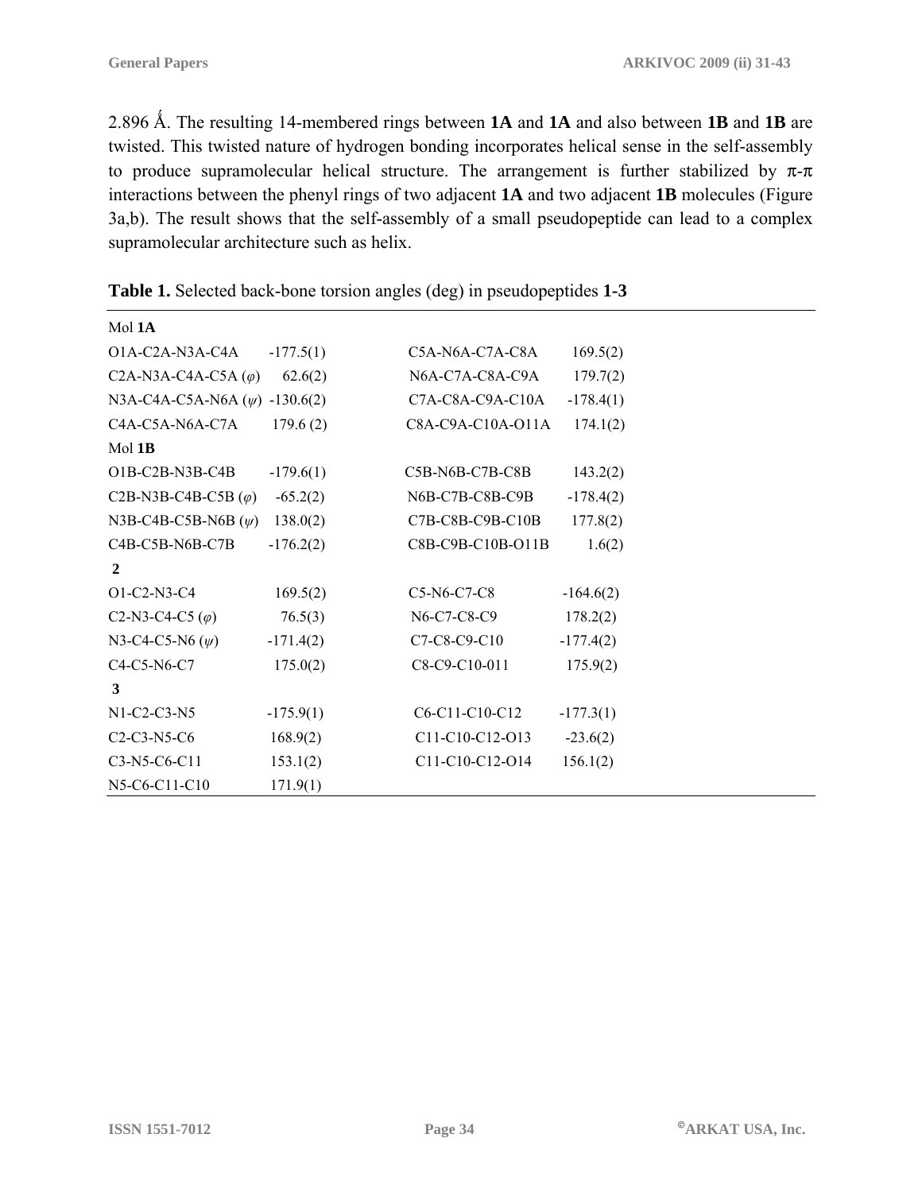2.896 Å. The resulting 14-membered rings between **1A** and **1A** and also between **1B** and **1B** are twisted. This twisted nature of hydrogen bonding incorporates helical sense in the self-assembly to produce supramolecular helical structure. The arrangement is further stabilized by π-π interactions between the phenyl rings of two adjacent **1A** and two adjacent **1B** molecules (Figure 3a,b). The result shows that the self-assembly of a small pseudopeptide can lead to a complex supramolecular architecture such as helix.

**Table 1.** Selected back-bone torsion angles (deg) in pseudopeptides **1-3**

| | | | |
|---|---|---|---|
| Mol **1A** | | | |
| O1A-C2A-N3A-C4A | -177.5(1) | C5A-N6A-C7A-C8A | 169.5(2) |
| C2A-N3A-C4A-C5A (*φ*) | 62.6(2) | N6A-C7A-C8A-C9A | 179.7(2) |
| N3A-C4A-C5A-N6A (*ψ*) | -130.6(2) | C7A-C8A-C9A-C10A | -178.4(1) |
| C4A-C5A-N6A-C7A | 179.6 (2) | C8A-C9A-C10A-O11A | 174.1(2) |
| Mol **1B** | | | |
| O1B-C2B-N3B-C4B | -179.6(1) | C5B-N6B-C7B-C8B | 143.2(2) |
| C2B-N3B-C4B-C5B (*φ*) | -65.2(2) | N6B-C7B-C8B-C9B | -178.4(2) |
| N3B-C4B-C5B-N6B (*ψ*) | 138.0(2) | C7B-C8B-C9B-C10B | 177.8(2) |
| C4B-C5B-N6B-C7B | -176.2(2) | C8B-C9B-C10B-O11B | 1.6(2) |
| **2** | | | |
| O1-C2-N3-C4 | 169.5(2) | C5-N6-C7-C8 | -164.6(2) |
| C2-N3-C4-C5 (*φ*) | 76.5(3) | N6-C7-C8-C9 | 178.2(2) |
| N3-C4-C5-N6 (*ψ*) | -171.4(2) | C7-C8-C9-C10 | -177.4(2) |
| C4-C5-N6-C7 | 175.0(2) | C8-C9-C10-011 | 175.9(2) |
| **3** | | | |
| N1-C2-C3-N5 | -175.9(1) | C6-C11-C10-C12 | -177.3(1) |
| C2-C3-N5-C6 | 168.9(2) | C11-C10-C12-O13 | -23.6(2) |
| C3-N5-C6-C11 | 153.1(2) | C11-C10-C12-O14 | 156.1(2) |
| N5-C6-C11-C10 | 171.9(1) | | |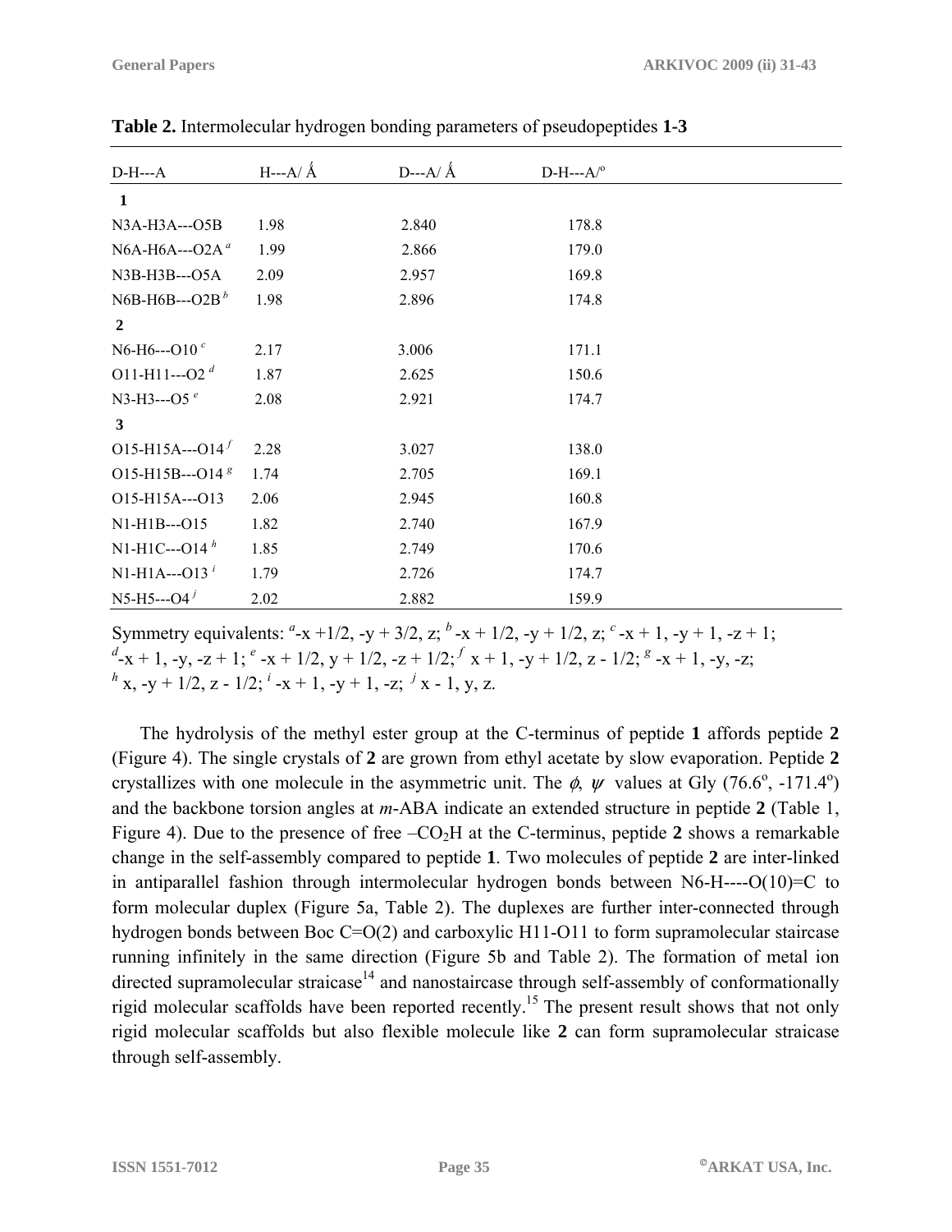**Table 2.** Intermolecular hydrogen bonding parameters of pseudopeptides **1-3**

| D-H---A | H---A/ Å | D---A/ Å | D-H---A/° |
|---|---|---|---|
| **1** | | | |
| N3A-H3A---O5B | 1.98 | 2.840 | 178.8 |
| N6A-H6A---O2A [a] | 1.99 | 2.866 | 179.0 |
| N3B-H3B---O5A | 2.09 | 2.957 | 169.8 |
| N6B-H6B---O2B [b] | 1.98 | 2.896 | 174.8 |
| **2** | | | |
| N6-H6---O10 [c] | 2.17 | 3.006 | 171.1 |
| O11-H11---O2 [d] | 1.87 | 2.625 | 150.6 |
| N3-H3---O5 [e] | 2.08 | 2.921 | 174.7 |
| **3** | | | |
| O15-H15A---O14 [f] | 2.28 | 3.027 | 138.0 |
| O15-H15B---O14 [g] | 1.74 | 2.705 | 169.1 |
| O15-H15A---O13 | 2.06 | 2.945 | 160.8 |
| N1-H1B---O15 | 1.82 | 2.740 | 167.9 |
| N1-H1C---O14 [h] | 1.85 | 2.749 | 170.6 |
| N1-H1A---O13 [i] | 1.79 | 2.726 | 174.7 |
| N5-H5---O4 [j] | 2.02 | 2.882 | 159.9 |

Symmetry equivalents: [a] -x +1/2, -y + 3/2, z; [b] -x + 1/2, -y + 1/2, z; [c] -x + 1, -y + 1, -z + 1; [d] -x + 1, -y, -z + 1; [e] -x + 1/2, y + 1/2, -z + 1/2; [f] x + 1, -y + 1/2, z - 1/2; [g] -x + 1, -y, -z; [h] x, -y + 1/2, z - 1/2; [i] -x + 1, -y + 1, -z; [j] x - 1, y, z.

The hydrolysis of the methyl ester group at the C-terminus of peptide **1** affords peptide **2** (Figure 4). The single crystals of **2** are grown from ethyl acetate by slow evaporation. Peptide **2** crystallizes with one molecule in the asymmetric unit. The $\phi$, $\psi$ values at Gly (76.6°, -171.4°) and the backbone torsion angles at *m*-ABA indicate an extended structure in peptide **2** (Table 1, Figure 4). Due to the presence of free $-CO_2H$ at the C-terminus, peptide **2** shows a remarkable change in the self-assembly compared to peptide **1**. Two molecules of peptide **2** are inter-linked in antiparallel fashion through intermolecular hydrogen bonds between N6-H----O(10)=C to form molecular duplex (Figure 5a, Table 2). The duplexes are further inter-connected through hydrogen bonds between Boc C=O(2) and carboxylic H11-O11 to form supramolecular staircase running infinitely in the same direction (Figure 5b and Table 2). The formation of metal ion directed supramolecular straicase[14] and nanostaircase through self-assembly of conformationally rigid molecular scaffolds have been reported recently.[15] The present result shows that not only rigid molecular scaffolds but also flexible molecule like **2** can form supramolecular straicase through self-assembly.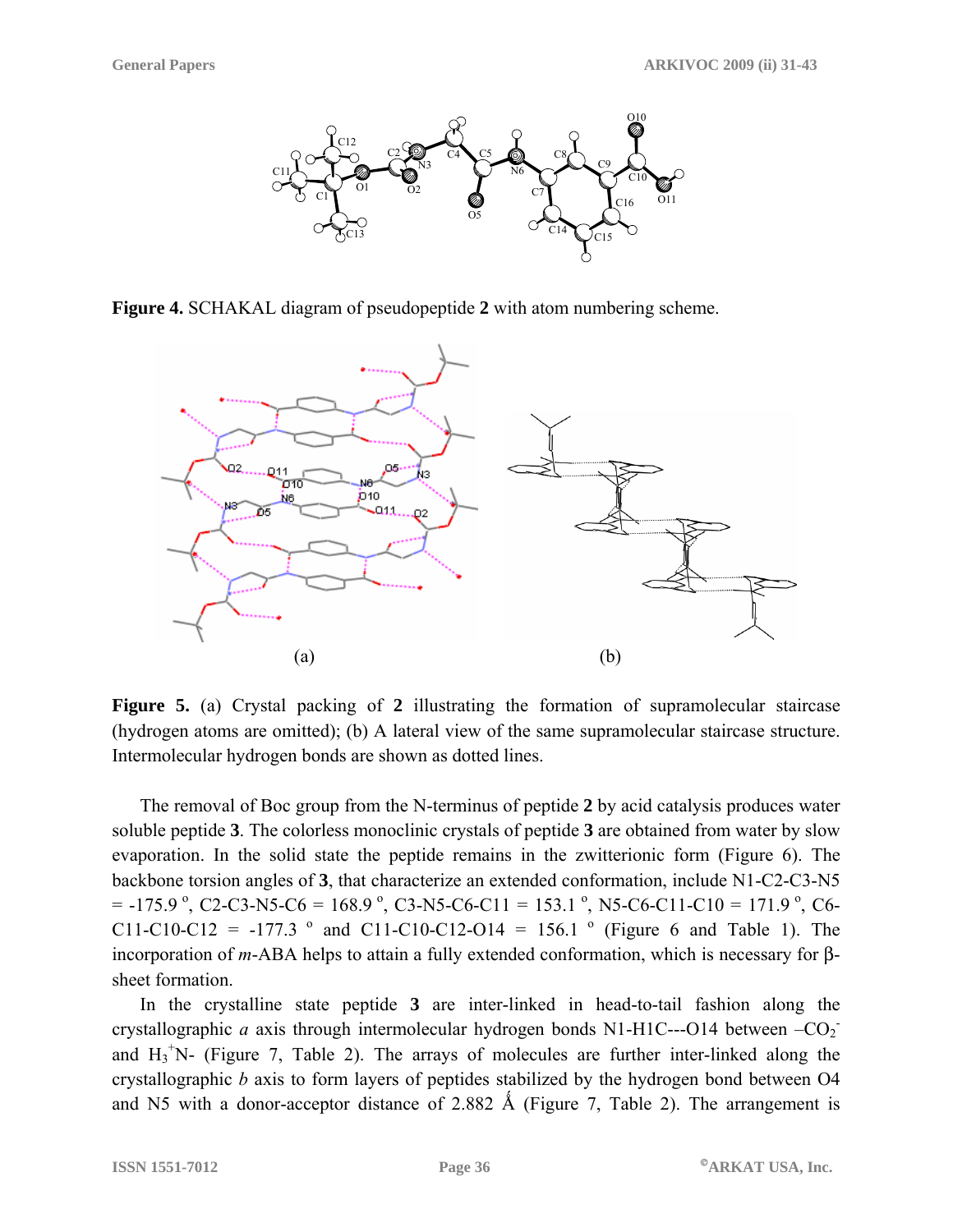**Figure 4.** SCHAKAL diagram of pseudopeptide **2** with atom numbering scheme.

**Figure 5.** (a) Crystal packing of **2** illustrating the formation of supramolecular staircase (hydrogen atoms are omitted); (b) A lateral view of the same supramolecular staircase structure. Intermolecular hydrogen bonds are shown as dotted lines.

The removal of Boc group from the N-terminus of peptide **2** by acid catalysis produces water soluble peptide **3**. The colorless monoclinic crystals of peptide **3** are obtained from water by slow evaporation. In the solid state the peptide remains in the zwitterionic form (Figure 6). The backbone torsion angles of **3**, that characterize an extended conformation, include N1-C2-C3-N5 = -175.9 °, C2-C3-N5-C6 = 168.9 °, C3-N5-C6-C11 = 153.1 °, N5-C6-C11-C10 = 171.9 °, C6-C11-C10-C12 = -177.3 ° and C11-C10-C12-O14 = 156.1 ° (Figure 6 and Table 1). The incorporation of *m*-ABA helps to attain a fully extended conformation, which is necessary for β-sheet formation.

In the crystalline state peptide **3** are inter-linked in head-to-tail fashion along the crystallographic *a* axis through intermolecular hydrogen bonds N1-H1C---O14 between $-CO_2^-$ and $H_3^+N$- (Figure 7, Table 2). The arrays of molecules are further inter-linked along the crystallographic *b* axis to form layers of peptides stabilized by the hydrogen bond between O4 and N5 with a donor-acceptor distance of 2.882 Å (Figure 7, Table 2). The arrangement is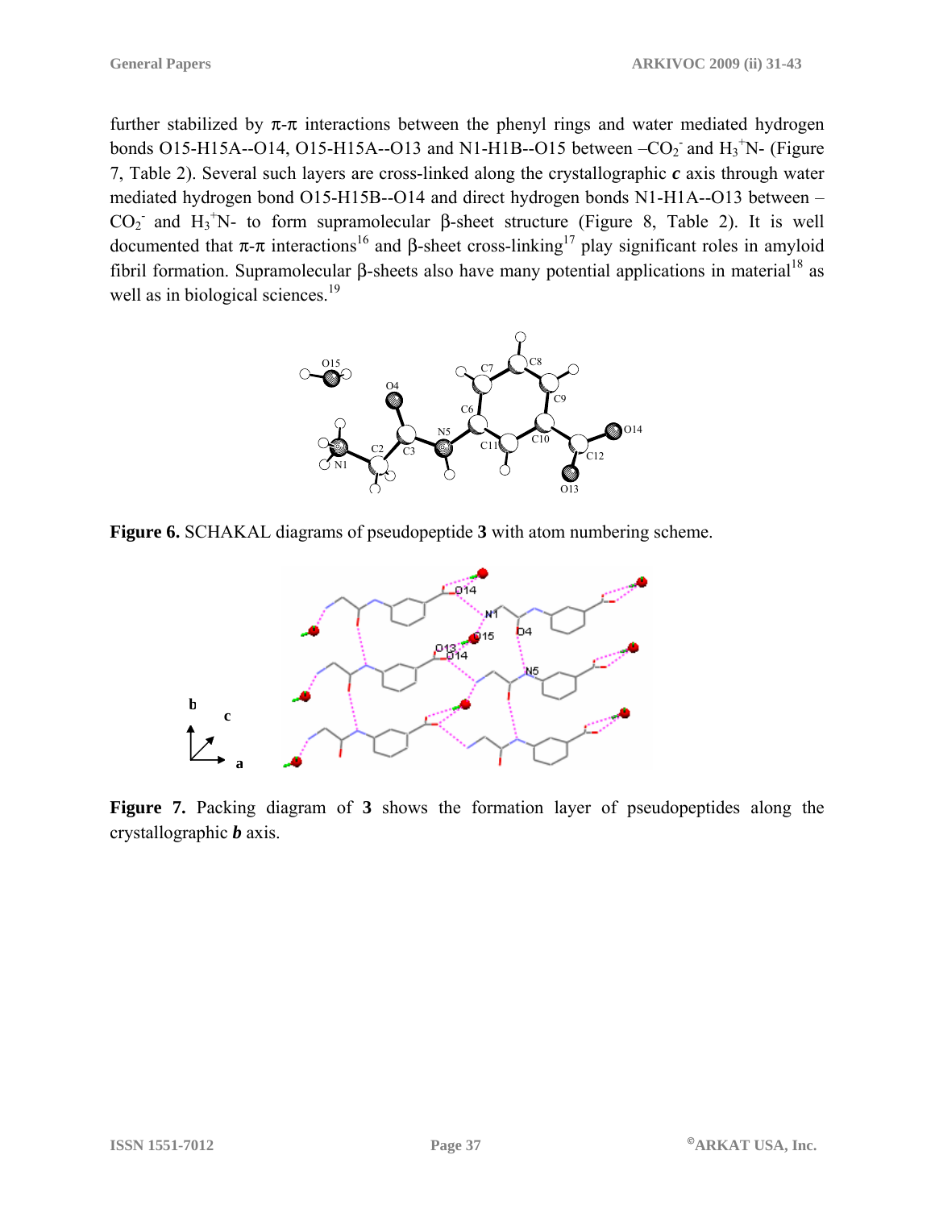further stabilized by π-π interactions between the phenyl rings and water mediated hydrogen bonds O15-H15A--O14, O15-H15A--O13 and N1-H1B--O15 between $–CO_2^-$ and $H_3^+N$- (Figure 7, Table 2). Several such layers are cross-linked along the crystallographic ***c*** axis through water mediated hydrogen bond O15-H15B--O14 and direct hydrogen bonds N1-H1A--O13 between $–CO_2^-$ and $H_3^+N$- to form supramolecular β-sheet structure (Figure 8, Table 2). It is well documented that π-π interactions[16] and β-sheet cross-linking[17] play significant roles in amyloid fibril formation. Supramolecular β-sheets also have many potential applications in material[18] as well as in biological sciences.[19]

**Figure 6.** SCHAKAL diagrams of pseudopeptide **3** with atom numbering scheme.

**Figure 7.** Packing diagram of **3** shows the formation layer of pseudopeptides along the crystallographic ***b*** axis.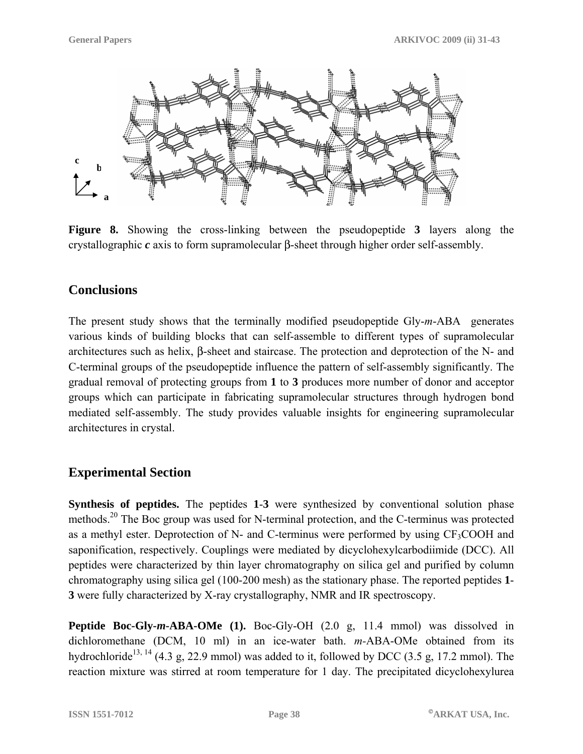**Figure 8.** Showing the cross-linking between the pseudopeptide **3** layers along the crystallographic ***c*** axis to form supramolecular β-sheet through higher order self-assembly.

## Conclusions

The present study shows that the terminally modified pseudopeptide Gly-*m*-ABA generates various kinds of building blocks that can self-assemble to different types of supramolecular architectures such as helix, β-sheet and staircase. The protection and deprotection of the N- and C-terminal groups of the pseudopeptide influence the pattern of self-assembly significantly. The gradual removal of protecting groups from **1** to **3** produces more number of donor and acceptor groups which can participate in fabricating supramolecular structures through hydrogen bond mediated self-assembly. The study provides valuable insights for engineering supramolecular architectures in crystal.

## Experimental Section

**Synthesis of peptides.** The peptides **1**-**3** were synthesized by conventional solution phase methods.[20] The Boc group was used for N-terminal protection, and the C-terminus was protected as a methyl ester. Deprotection of N- and C-terminus were performed by using $CF_3COOH$ and saponification, respectively. Couplings were mediated by dicyclohexylcarbodiimide (DCC). All peptides were characterized by thin layer chromatography on silica gel and purified by column chromatography using silica gel (100-200 mesh) as the stationary phase. The reported peptides **1**-**3** were fully characterized by X-ray crystallography, NMR and IR spectroscopy.

**Peptide Boc-Gly-*m*-ABA-OMe (1).** Boc-Gly-OH (2.0 g, 11.4 mmol) was dissolved in dichloromethane (DCM, 10 ml) in an ice-water bath. *m*-ABA-OMe obtained from its hydrochloride[13, 14] (4.3 g, 22.9 mmol) was added to it, followed by DCC (3.5 g, 17.2 mmol). The reaction mixture was stirred at room temperature for 1 day. The precipitated dicyclohexylurea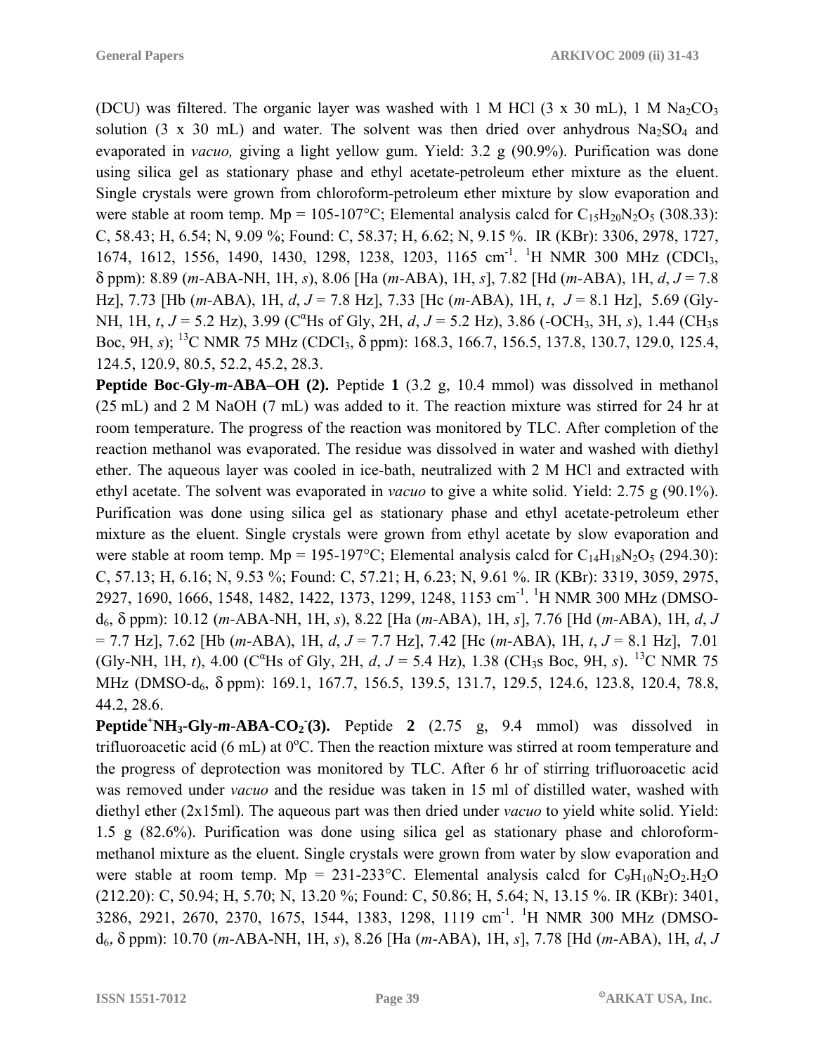(DCU) was filtered. The organic layer was washed with 1 M HCl (3 x 30 mL), 1 M $Na_2CO_3$ solution (3 x 30 mL) and water. The solvent was then dried over anhydrous $Na_2SO_4$ and evaporated in *vacuo,* giving a light yellow gum. Yield: 3.2 g (90.9%). Purification was done using silica gel as stationary phase and ethyl acetate-petroleum ether mixture as the eluent. Single crystals were grown from chloroform-petroleum ether mixture by slow evaporation and were stable at room temp. Mp = 105-107°C; Elemental analysis calcd for $C_{15}H_{20}N_2O_5$ (308.33): C, 58.43; H, 6.54; N, 9.09 %; Found: C, 58.37; H, 6.62; N, 9.15 %. IR (KBr): 3306, 2978, 1727, 1674, 1612, 1556, 1490, 1430, 1298, 1238, 1203, 1165 $cm^{-1}$. $^1H$ NMR 300 MHz ($CDCl_3$, δ ppm): 8.89 (*m*-ABA-NH, 1H, *s*), 8.06 [Ha (*m*-ABA), 1H, *s*], 7.82 [Hd (*m*-ABA), 1H, *d*, *J* = 7.8 Hz], 7.73 [Hb (*m*-ABA), 1H, *d*, *J* = 7.8 Hz], 7.33 [Hc (*m*-ABA), 1H, *t*, *J* = 8.1 Hz], 5.69 (Gly-NH, 1H, *t*, *J* = 5.2 Hz), 3.99 ($C^{\alpha}$Hs of Gly, 2H, *d*, *J* = 5.2 Hz), 3.86 ($-OCH_3$, 3H, *s*), 1.44 ($CH_3$s Boc, 9H, *s*); $^{13}C$ NMR 75 MHz ($CDCl_3$, δ ppm): 168.3, 166.7, 156.5, 137.8, 130.7, 129.0, 125.4, 124.5, 120.9, 80.5, 52.2, 45.2, 28.3.

**Peptide Boc-Gly-*m*-ABA–OH (2).** Peptide **1** (3.2 g, 10.4 mmol) was dissolved in methanol (25 mL) and 2 M NaOH (7 mL) was added to it. The reaction mixture was stirred for 24 hr at room temperature. The progress of the reaction was monitored by TLC. After completion of the reaction methanol was evaporated. The residue was dissolved in water and washed with diethyl ether. The aqueous layer was cooled in ice-bath, neutralized with 2 M HCl and extracted with ethyl acetate. The solvent was evaporated in *vacuo* to give a white solid. Yield: 2.75 g (90.1%). Purification was done using silica gel as stationary phase and ethyl acetate-petroleum ether mixture as the eluent. Single crystals were grown from ethyl acetate by slow evaporation and were stable at room temp. Mp = 195-197°C; Elemental analysis calcd for $C_{14}H_{18}N_2O_5$ (294.30): C, 57.13; H, 6.16; N, 9.53 %; Found: C, 57.21; H, 6.23; N, 9.61 %. IR (KBr): 3319, 3059, 2975, 2927, 1690, 1666, 1548, 1482, 1422, 1373, 1299, 1248, 1153 $cm^{-1}$. $^1H$ NMR 300 MHz (DMSO-$d_6$, δ ppm): 10.12 (*m*-ABA-NH, 1H, *s*), 8.22 [Ha (*m*-ABA), 1H, *s*], 7.76 [Hd (*m*-ABA), 1H, *d*, *J* = 7.7 Hz], 7.62 [Hb (*m*-ABA), 1H, *d*, *J* = 7.7 Hz], 7.42 [Hc (*m*-ABA), 1H, *t*, *J* = 8.1 Hz], 7.01 (Gly-NH, 1H, *t*), 4.00 ($C^{\alpha}$Hs of Gly, 2H, *d*, *J* = 5.4 Hz), 1.38 ($CH_3$s Boc, 9H, *s*). $^{13}C$ NMR 75 MHz (DMSO-$d_6$, δ ppm): 169.1, 167.7, 156.5, 139.5, 131.7, 129.5, 124.6, 123.8, 120.4, 78.8, 44.2, 28.6.

**Peptide $^+NH_3$-Gly-*m*-ABA-$CO_2^-$ (3).** Peptide **2** (2.75 g, 9.4 mmol) was dissolved in trifluoroacetic acid (6 mL) at 0°C. Then the reaction mixture was stirred at room temperature and the progress of deprotection was monitored by TLC. After 6 hr of stirring trifluoroacetic acid was removed under *vacuo* and the residue was taken in 15 ml of distilled water, washed with diethyl ether (2x15ml). The aqueous part was then dried under *vacuo* to yield white solid. Yield: 1.5 g (82.6%). Purification was done using silica gel as stationary phase and chloroform-methanol mixture as the eluent. Single crystals were grown from water by slow evaporation and were stable at room temp. Mp = 231-233°C. Elemental analysis calcd for $C_9H_{10}N_2O_2.H_2O$ (212.20): C, 50.94; H, 5.70; N, 13.20 %; Found: C, 50.86; H, 5.64; N, 13.15 %. IR (KBr): 3401, 3286, 2921, 2670, 2370, 1675, 1544, 1383, 1298, 1119 $cm^{-1}$. $^1H$ NMR 300 MHz (DMSO-$d_6$, δ ppm): 10.70 (*m*-ABA-NH, 1H, *s*), 8.26 [Ha (*m*-ABA), 1H, *s*], 7.78 [Hd (*m*-ABA), 1H, *d*, *J*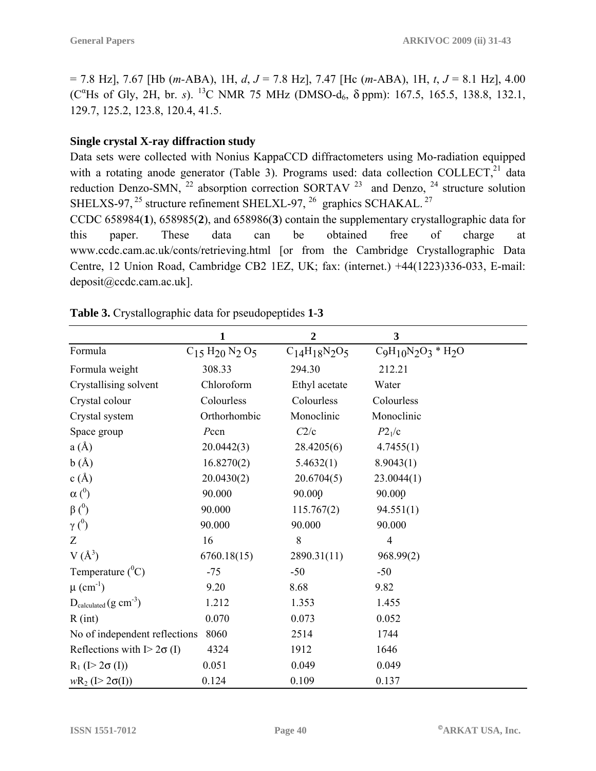= 7.8 Hz], 7.67 [Hb (*m*-ABA), 1H, *d*, *J* = 7.8 Hz], 7.47 [Hc (*m*-ABA), 1H, *t*, *J* = 8.1 Hz], 4.00 ($C^{\alpha}$Hs of Gly, 2H, br. *s*). $^{13}C$ NMR 75 MHz (DMSO-$d_6$, δ ppm): 167.5, 165.5, 138.8, 132.1, 129.7, 125.2, 123.8, 120.4, 41.5.

### Single crystal X-ray diffraction study

Data sets were collected with Nonius KappaCCD diffractometers using Mo-radiation equipped with a rotating anode generator (Table 3). Programs used: data collection COLLECT,[21] data reduction Denzo-SMN,[22] absorption correction SORTAV[23] and Denzo,[24] structure solution SHELXS-97,[25] structure refinement SHELXL-97,[26] graphics SCHAKAL.[27]

CCDC 658984(**1**), 658985(**2**), and 658986(**3**) contain the supplementary crystallographic data for this paper. These data can be obtained free of charge at www.ccdc.cam.ac.uk/conts/retrieving.html [or from the Cambridge Crystallographic Data Centre, 12 Union Road, Cambridge CB2 1EZ, UK; fax: (internet.) +44(1223)336-033, E-mail: deposit@ccdc.cam.ac.uk].

**Table 3.** Crystallographic data for pseudopeptides **1**-**3**

| | **1** | **2** | **3** |
|---|---|---|---|
| Formula | $C_{15}H_{20}N_2O_5$ | $C_{14}H_{18}N_2O_5$ | $C_9H_{10}N_2O_3 * H_2O$ |
| Formula weight | 308.33 | 294.30 | 212.21 |
| Crystallising solvent | Chloroform | Ethyl acetate | Water |
| Crystal colour | Colourless | Colourless | Colourless |
| Crystal system | Orthorhombic | Monoclinic | Monoclinic |
| Space group | *P*ccn | *C*2/c | *P*2$_1$/c |
| a (Å) | 20.0442(3) | 28.4205(6) | 4.7455(1) |
| b (Å) | 16.8270(2) | 5.4632(1) | 8.9043(1) |
| c (Å) | 20.0430(2) | 20.6704(5) | 23.0044(1) |
| α (°) | 90.000 | 90.000 | 90.000 |
| β (°) | 90.000 | 115.767(2) | 94.551(1) |
| γ (°) | 90.000 | 90.000 | 90.000 |
| Z | 16 | 8 | 4 |
| V (Å$^3$) | 6760.18(15) | 2890.31(11) | 968.99(2) |
| Temperature (°C) | -75 | -50 | -50 |
| μ (cm$^{-1}$) | 9.20 | 8.68 | 9.82 |
| $D_{calculated}$ (g cm$^{-3}$) | 1.212 | 1.353 | 1.455 |
| R (int) | 0.070 | 0.073 | 0.052 |
| No of independent reflections | 8060 | 2514 | 1744 |
| Reflections with I> 2σ (I) | 4324 | 1912 | 1646 |
| $R_1$ (I> 2σ (I)) | 0.051 | 0.049 | 0.049 |
| $wR_2$ (I> 2σ(I)) | 0.124 | 0.109 | 0.137 |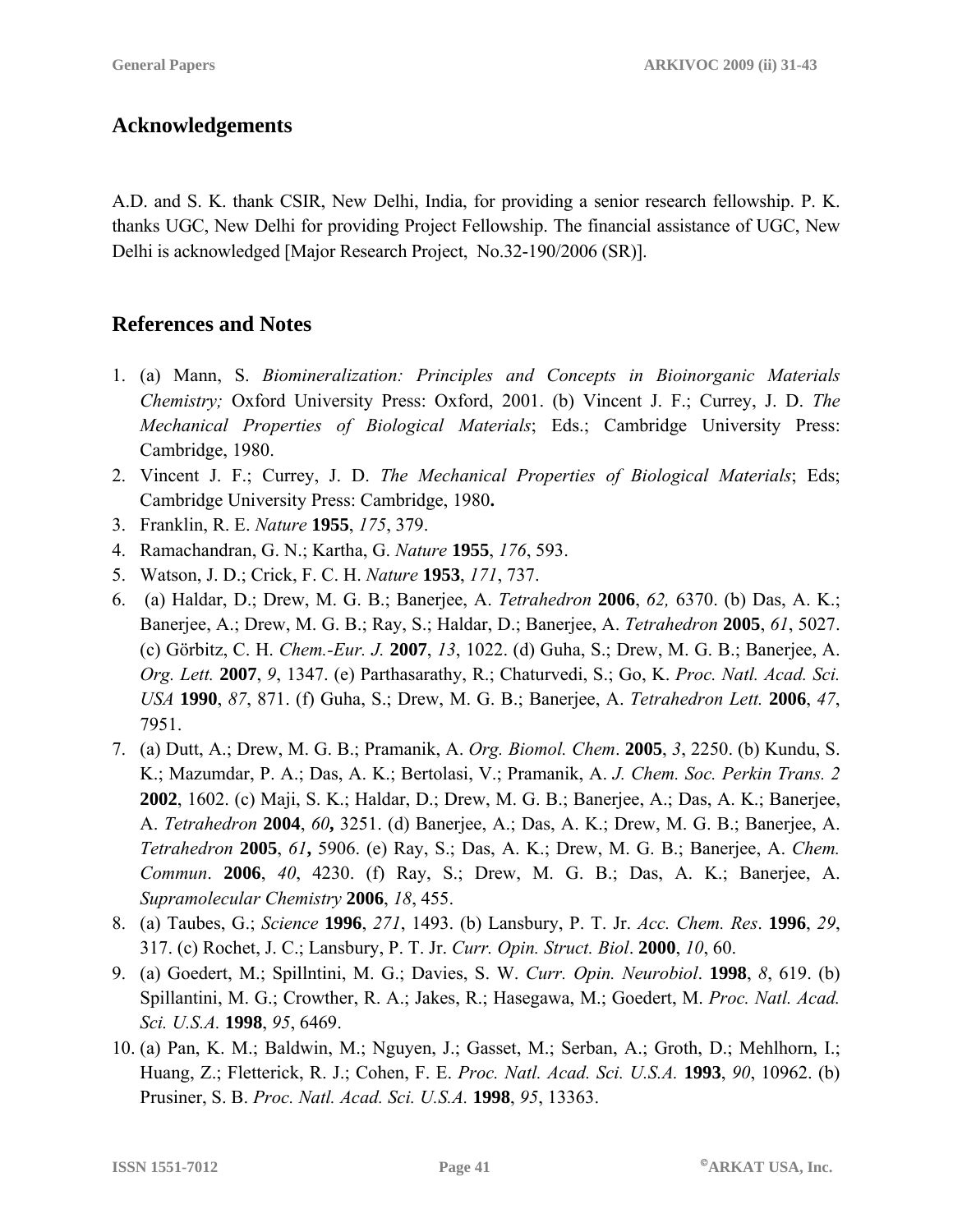## Acknowledgements

A.D. and S. K. thank CSIR, New Delhi, India, for providing a senior research fellowship. P. K. thanks UGC, New Delhi for providing Project Fellowship. The financial assistance of UGC, New Delhi is acknowledged [Major Research Project, No.32-190/2006 (SR)].

## References and Notes

1. (a) Mann, S. *Biomineralization: Principles and Concepts in Bioinorganic Materials Chemistry;* Oxford University Press: Oxford, 2001. (b) Vincent J. F.; Currey, J. D. *The Mechanical Properties of Biological Materials*; Eds.; Cambridge University Press: Cambridge, 1980.
2. Vincent J. F.; Currey, J. D. *The Mechanical Properties of Biological Materials*; Eds; Cambridge University Press: Cambridge, 1980**.**
3. Franklin, R. E. *Nature* **1955**, *175*, 379.
4. Ramachandran, G. N.; Kartha, G. *Nature* **1955**, *176*, 593.
5. Watson, J. D.; Crick, F. C. H. *Nature* **1953**, *171*, 737.
6. (a) Haldar, D.; Drew, M. G. B.; Banerjee, A. *Tetrahedron* **2006**, *62,* 6370. (b) Das, A. K.; Banerjee, A.; Drew, M. G. B.; Ray, S.; Haldar, D.; Banerjee, A. *Tetrahedron* **2005**, *61*, 5027. (c) Görbitz, C. H. *Chem.-Eur. J.* **2007**, *13*, 1022. (d) Guha, S.; Drew, M. G. B.; Banerjee, A. *Org. Lett.* **2007**, *9*, 1347. (e) Parthasarathy, R.; Chaturvedi, S.; Go, K. *Proc. Natl. Acad. Sci. USA* **1990**, *87*, 871. (f) Guha, S.; Drew, M. G. B.; Banerjee, A. *Tetrahedron Lett.* **2006**, *47*, 7951.
7. (a) Dutt, A.; Drew, M. G. B.; Pramanik, A. *Org. Biomol. Chem*. **2005**, *3*, 2250. (b) Kundu, S. K.; Mazumdar, P. A.; Das, A. K.; Bertolasi, V.; Pramanik, A. *J. Chem. Soc. Perkin Trans. 2* **2002**, 1602. (c) Maji, S. K.; Haldar, D.; Drew, M. G. B.; Banerjee, A.; Das, A. K.; Banerjee, A. *Tetrahedron* **2004**, *60***,** 3251. (d) Banerjee, A.; Das, A. K.; Drew, M. G. B.; Banerjee, A. *Tetrahedron* **2005**, *61***,** 5906. (e) Ray, S.; Das, A. K.; Drew, M. G. B.; Banerjee, A. *Chem. Commun*. **2006**, *40*, 4230. (f) Ray, S.; Drew, M. G. B.; Das, A. K.; Banerjee, A. *Supramolecular Chemistry* **2006**, *18*, 455.
8. (a) Taubes, G.; *Science* **1996**, *271*, 1493. (b) Lansbury, P. T. Jr. *Acc. Chem. Res*. **1996**, *29*, 317. (c) Rochet, J. C.; Lansbury, P. T. Jr. *Curr. Opin. Struct. Biol*. **2000**, *10*, 60.
9. (a) Goedert, M.; Spillntini, M. G.; Davies, S. W. *Curr. Opin. Neurobiol*. **1998**, *8*, 619. (b) Spillantini, M. G.; Crowther, R. A.; Jakes, R.; Hasegawa, M.; Goedert, M. *Proc. Natl. Acad. Sci. U.S.A.* **1998**, *95*, 6469.
10. (a) Pan, K. M.; Baldwin, M.; Nguyen, J.; Gasset, M.; Serban, A.; Groth, D.; Mehlhorn, I.; Huang, Z.; Fletterick, R. J.; Cohen, F. E. *Proc. Natl. Acad. Sci. U.S.A.* **1993**, *90*, 10962. (b) Prusiner, S. B. *Proc. Natl. Acad. Sci. U.S.A.* **1998**, *95*, 13363.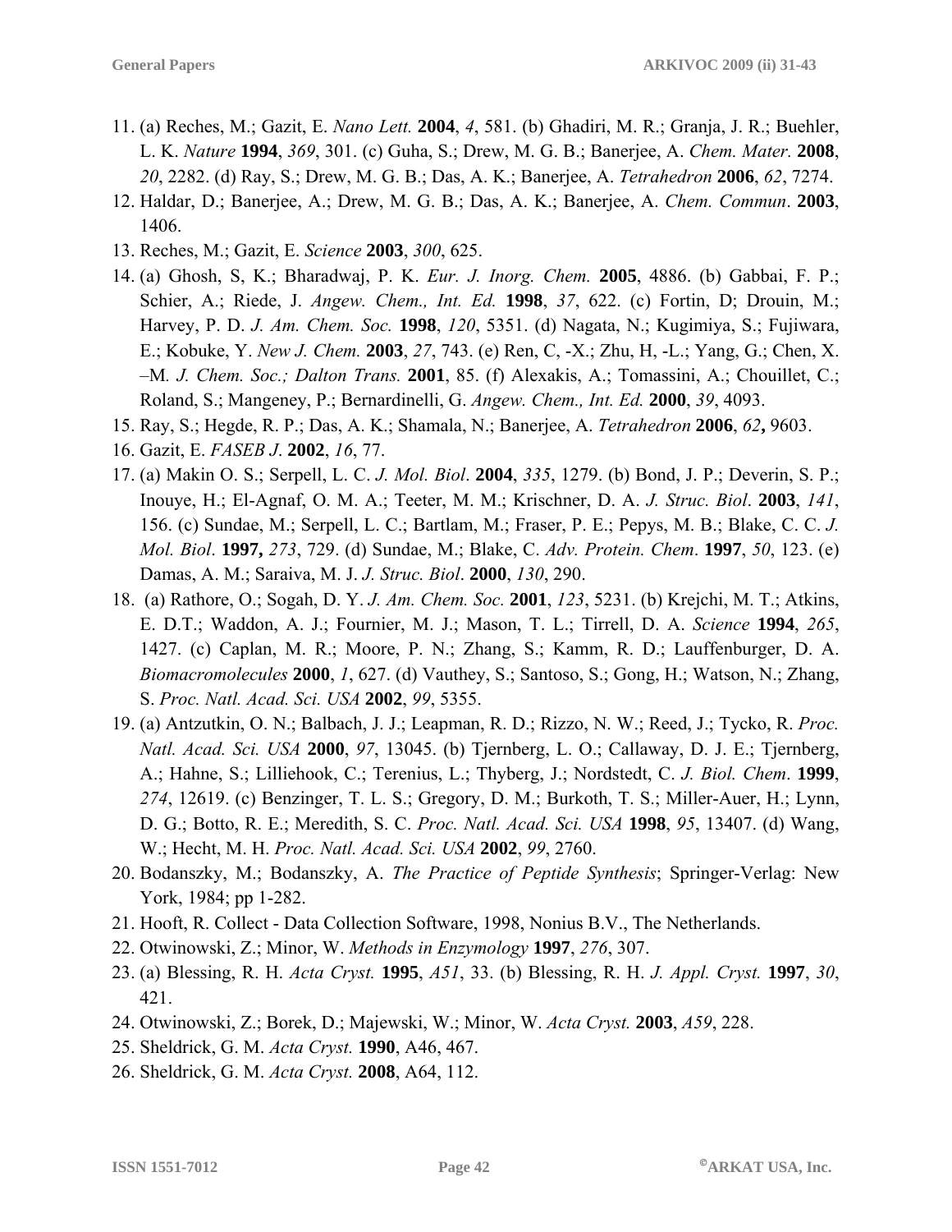11. (a) Reches, M.; Gazit, E. *Nano Lett.* **2004**, *4*, 581. (b) Ghadiri, M. R.; Granja, J. R.; Buehler, L. K. *Nature* **1994**, *369*, 301. (c) Guha, S.; Drew, M. G. B.; Banerjee, A. *Chem. Mater.* **2008**, *20*, 2282. (d) Ray, S.; Drew, M. G. B.; Das, A. K.; Banerjee, A. *Tetrahedron* **2006**, *62*, 7274.
12. Haldar, D.; Banerjee, A.; Drew, M. G. B.; Das, A. K.; Banerjee, A. *Chem. Commun*. **2003**, 1406.
13. Reches, M.; Gazit, E. *Science* **2003**, *300*, 625.
14. (a) Ghosh, S, K.; Bharadwaj, P. K. *Eur. J. Inorg. Chem.* **2005**, 4886. (b) Gabbai, F. P.; Schier, A.; Riede, J. *Angew. Chem., Int. Ed.* **1998**, *37*, 622. (c) Fortin, D; Drouin, M.; Harvey, P. D. *J. Am. Chem. Soc.* **1998**, *120*, 5351. (d) Nagata, N.; Kugimiya, S.; Fujiwara, E.; Kobuke, Y. *New J. Chem.* **2003**, *27*, 743. (e) Ren, C, -X.; Zhu, H, -L.; Yang, G.; Chen, X. –M. *J. Chem. Soc.; Dalton Trans.* **2001**, 85. (f) Alexakis, A.; Tomassini, A.; Chouillet, C.; Roland, S.; Mangeney, P.; Bernardinelli, G. *Angew. Chem., Int. Ed.* **2000**, *39*, 4093.
15. Ray, S.; Hegde, R. P.; Das, A. K.; Shamala, N.; Banerjee, A. *Tetrahedron* **2006**, *62***,** 9603.
16. Gazit, E. *FASEB J*. **2002**, *16*, 77.
17. (a) Makin O. S.; Serpell, L. C. *J. Mol. Biol*. **2004**, *335*, 1279. (b) Bond, J. P.; Deverin, S. P.; Inouye, H.; El-Agnaf, O. M. A.; Teeter, M. M.; Krischner, D. A. *J. Struc. Biol*. **2003**, *141*, 156. (c) Sundae, M.; Serpell, L. C.; Bartlam, M.; Fraser, P. E.; Pepys, M. B.; Blake, C. C. *J. Mol. Biol*. **1997,** *273*, 729. (d) Sundae, M.; Blake, C. *Adv. Protein. Chem*. **1997**, *50*, 123. (e) Damas, A. M.; Saraiva, M. J. *J. Struc. Biol*. **2000**, *130*, 290.
18. (a) Rathore, O.; Sogah, D. Y. *J. Am. Chem. Soc.* **2001**, *123*, 5231. (b) Krejchi, M. T.; Atkins, E. D.T.; Waddon, A. J.; Fournier, M. J.; Mason, T. L.; Tirrell, D. A. *Science* **1994**, *265*, 1427. (c) Caplan, M. R.; Moore, P. N.; Zhang, S.; Kamm, R. D.; Lauffenburger, D. A. *Biomacromolecules* **2000**, *1*, 627. (d) Vauthey, S.; Santoso, S.; Gong, H.; Watson, N.; Zhang, S. *Proc. Natl. Acad. Sci. USA* **2002**, *99*, 5355.
19. (a) Antzutkin, O. N.; Balbach, J. J.; Leapman, R. D.; Rizzo, N. W.; Reed, J.; Tycko, R. *Proc. Natl. Acad. Sci. USA* **2000**, *97*, 13045. (b) Tjernberg, L. O.; Callaway, D. J. E.; Tjernberg, A.; Hahne, S.; Lilliehook, C.; Terenius, L.; Thyberg, J.; Nordstedt, C. *J. Biol. Chem*. **1999**, *274*, 12619. (c) Benzinger, T. L. S.; Gregory, D. M.; Burkoth, T. S.; Miller-Auer, H.; Lynn, D. G.; Botto, R. E.; Meredith, S. C. *Proc. Natl. Acad. Sci. USA* **1998**, *95*, 13407. (d) Wang, W.; Hecht, M. H. *Proc. Natl. Acad. Sci. USA* **2002**, *99*, 2760.
20. Bodanszky, M.; Bodanszky, A. *The Practice of Peptide Synthesis*; Springer-Verlag: New York, 1984; pp 1-282.
21. Hooft, R. Collect - Data Collection Software, 1998, Nonius B.V., The Netherlands.
22. Otwinowski, Z.; Minor, W. *Methods in Enzymology* **1997**, *276*, 307.
23. (a) Blessing, R. H. *Acta Cryst.* **1995**, *A51*, 33. (b) Blessing, R. H. *J. Appl. Cryst.* **1997**, *30*, 421.
24. Otwinowski, Z.; Borek, D.; Majewski, W.; Minor, W. *Acta Cryst.* **2003**, *A59*, 228.
25. Sheldrick, G. M. *Acta Cryst.* **1990**, A46, 467.
26. Sheldrick, G. M. *Acta Cryst.* **2008**, A64, 112.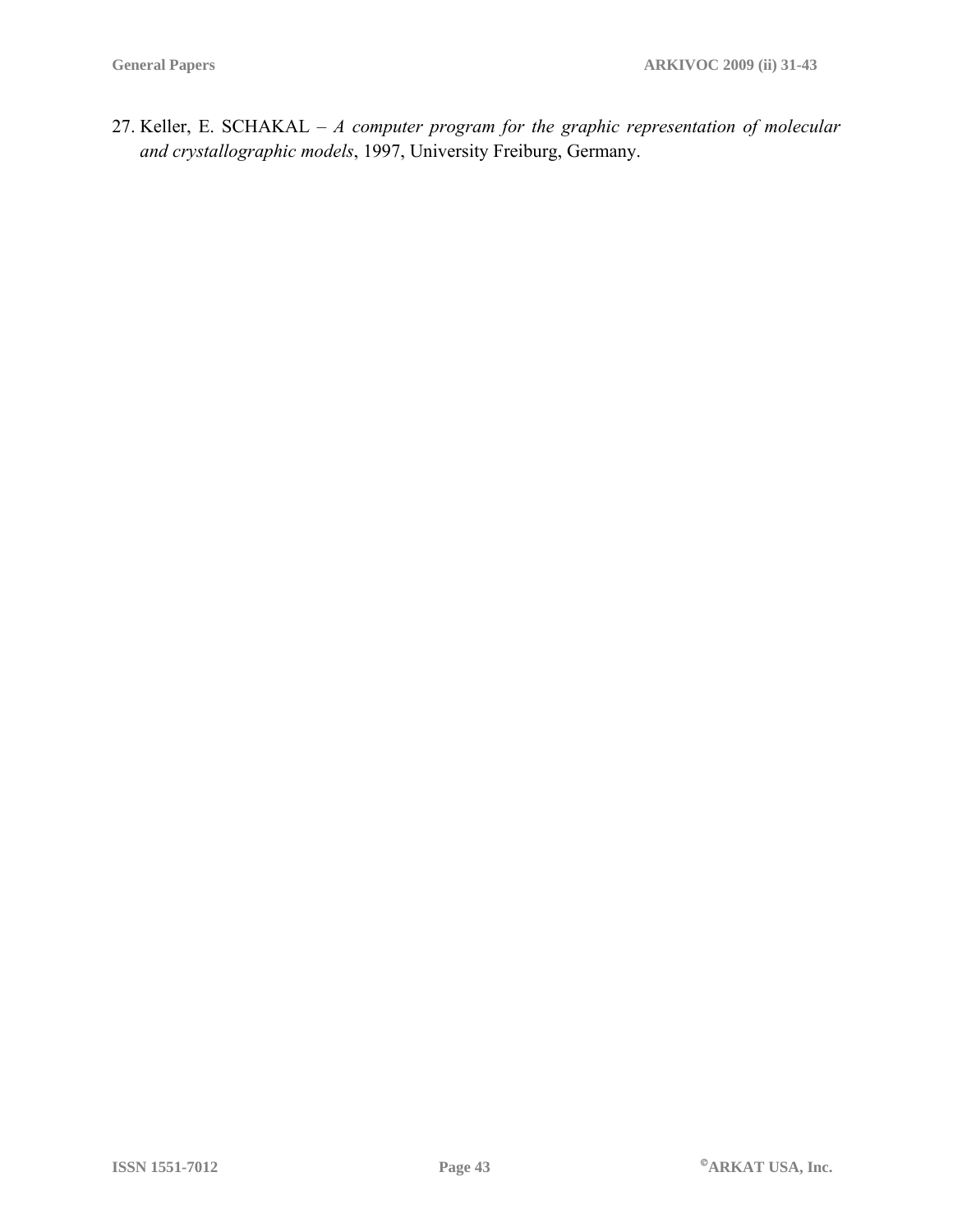27. Keller, E. SCHAKAL – *A computer program for the graphic representation of molecular and crystallographic models*, 1997, University Freiburg, Germany.